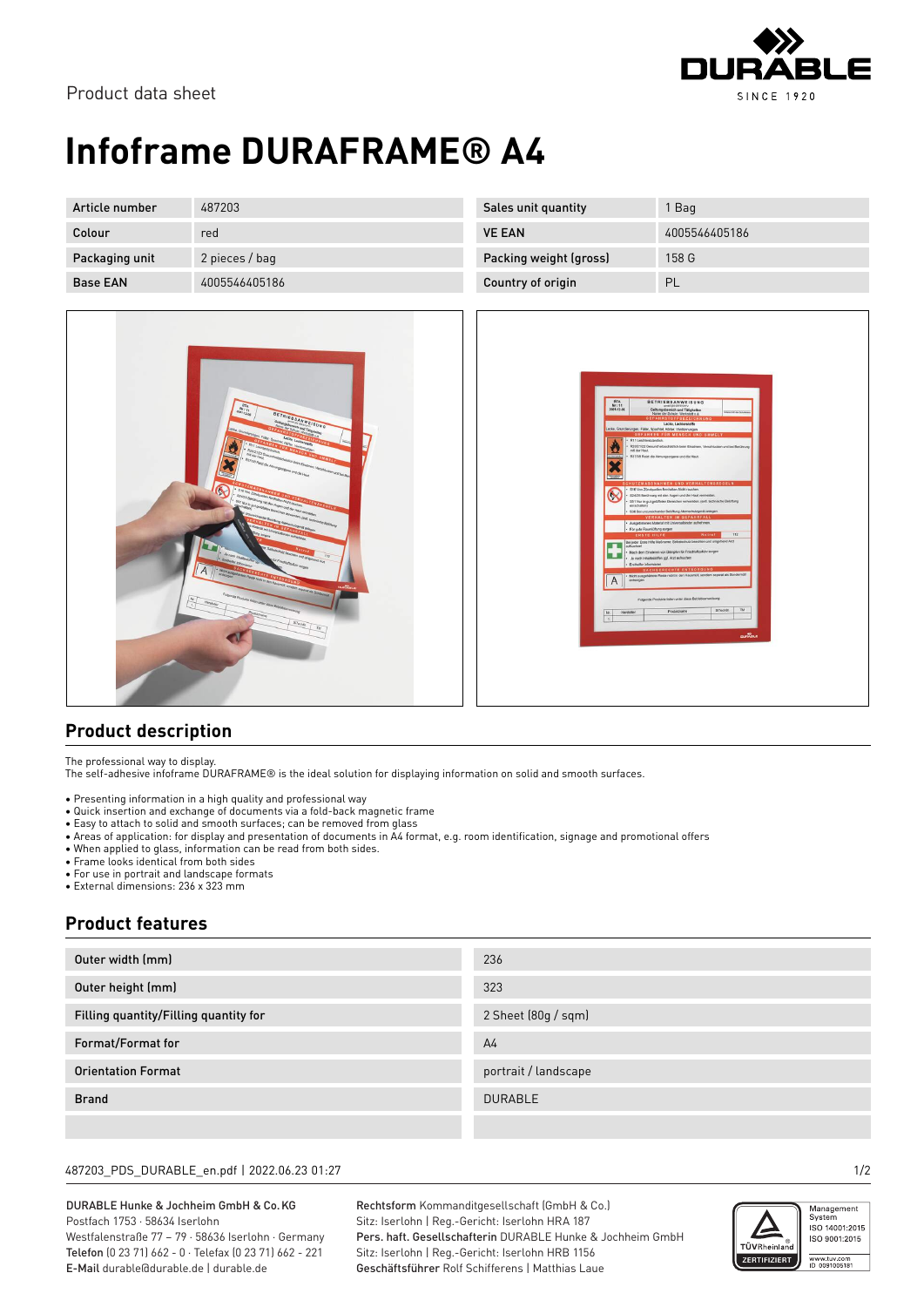Product data sheet

# Infoframe DURAFRAME® A4

| Article number | 487203 | Sales unit quantity | 1 Bag |
|---|---|---|---|
| Colour | red | VE EAN | 4005546405186 |
| Packaging unit | 2 pieces / bag | Packing weight (gross) | 158 G |
| Base EAN | 4005546405186 | Country of origin | PL |

## Product description

The professional way to display.
The self-adhesive infoframe DURAFRAME® is the ideal solution for displaying information on solid and smooth surfaces.

- Presenting information in a high quality and professional way
- Quick insertion and exchange of documents via a fold-back magnetic frame
- Easy to attach to solid and smooth surfaces; can be removed from glass
- Areas of application: for display and presentation of documents in A4 format, e.g. room identification, signage and promotional offers
- When applied to glass, information can be read from both sides.
- Frame looks identical from both sides
- For use in portrait and landscape formats
- External dimensions: 236 x 323 mm

## Product features

| Outer width (mm) | 236 |
|---|---|
| Outer height (mm) | 323 |
| Filling quantity/Filling quantity for | 2 Sheet (80g / sqm) |
| Format/Format for | A4 |
| Orientation Format | portrait / landscape |
| Brand | DURABLE |
| | |

487203_PDS_DURABLE_en.pdf | 2022.06.23 01:27

DURABLE Hunke & Jochheim GmbH & Co. KG
Postfach 1753 · 58634 Iserlohn
Westfalenstraße 77 – 79 · 58636 Iserlohn · Germany
**Telefon** (0 23 71) 662 - 0 · Telefax (0 23 71) 662 - 221
**E-Mail** durable@durable.de | durable.de

**Rechtsform** Kommanditgesellschaft (GmbH & Co.)
Sitz: Iserlohn | Reg.-Gericht: Iserlohn HRA 187
**Pers. haft. Gesellschafterin** DURABLE Hunke & Jochheim GmbH
Sitz: Iserlohn | Reg.-Gericht: Iserlohn HRB 1156
**Geschäftsführer** Rolf Schifferens | Matthias Laue

TÜVRheinland ZERTIFIZIERT
Management System
ISO 14001:2015
ISO 9001:2015
www.tuv.com
ID 0091006181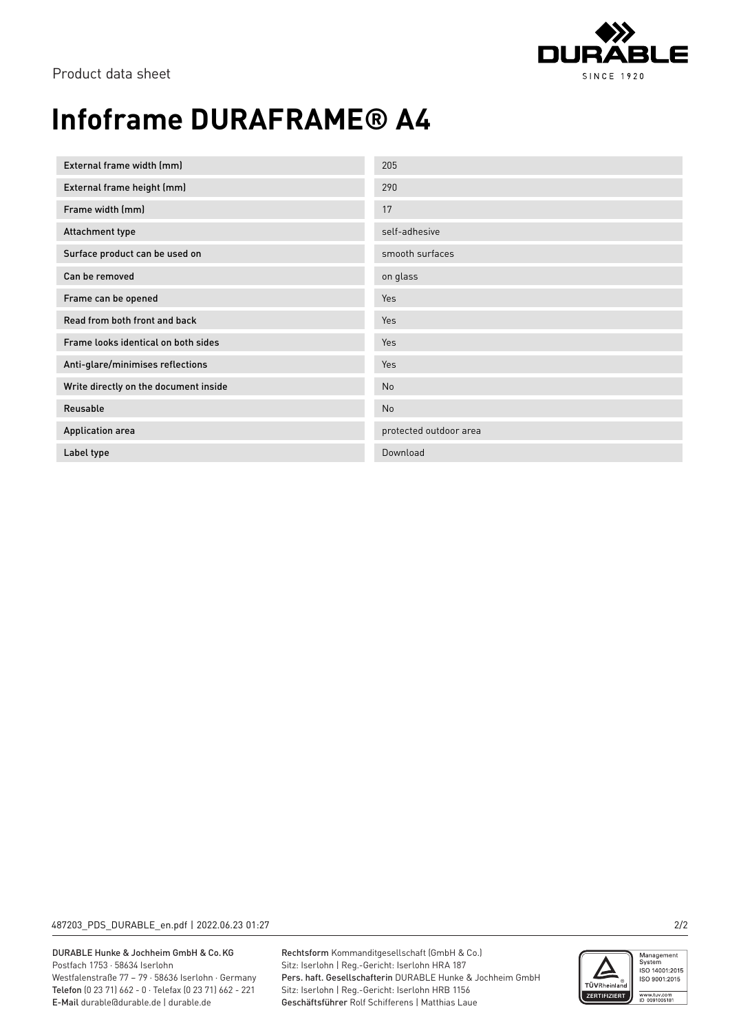# Infoframe DURAFRAME® A4

| | |
|---|---|
| External frame width (mm) | 205 |
| External frame height (mm) | 290 |
| Frame width (mm) | 17 |
| Attachment type | self-adhesive |
| Surface product can be used on | smooth surfaces |
| Can be removed | on glass |
| Frame can be opened | Yes |
| Read from both front and back | Yes |
| Frame looks identical on both sides | Yes |
| Anti-glare/minimises reflections | Yes |
| Write directly on the document inside | No |
| Reusable | No |
| Application area | protected outdoor area |
| Label type | Download |